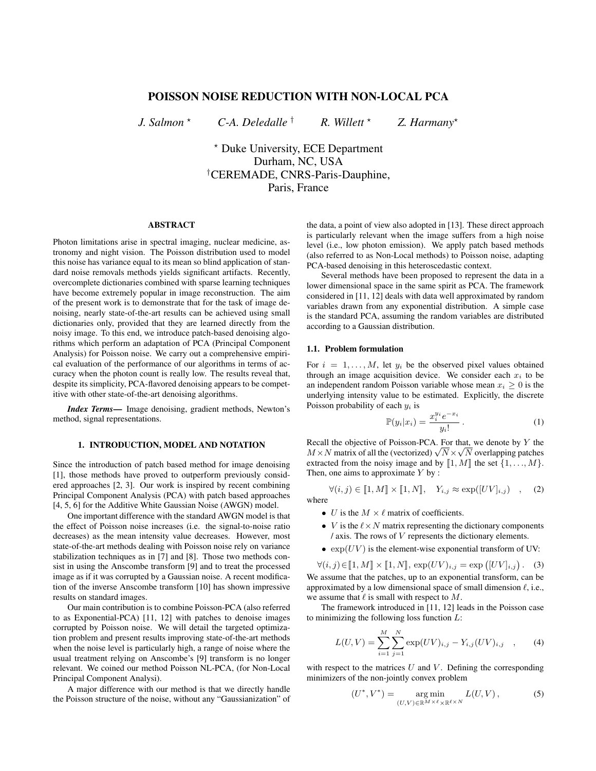# POISSON NOISE REDUCTION WITH NON-LOCAL PCA

*J. Salmon* [⋆] *C-A. Deledalle* [†] *R. Willett* [⋆] *Z. Harmany* [⋆]

[⋆] Duke University, ECE Department
Durham, NC, USA
[†]CEREMADE, CNRS-Paris-Dauphine,
Paris, France

## ABSTRACT

Photon limitations arise in spectral imaging, nuclear medicine, astronomy and night vision. The Poisson distribution used to model this noise has variance equal to its mean so blind application of standard noise removals methods yields significant artifacts. Recently, overcomplete dictionaries combined with sparse learning techniques have become extremely popular in image reconstruction. The aim of the present work is to demonstrate that for the task of image denoising, nearly state-of-the-art results can be achieved using small dictionaries only, provided that they are learned directly from the noisy image. To this end, we introduce patch-based denoising algorithms which perform an adaptation of PCA (Principal Component Analysis) for Poisson noise. We carry out a comprehensive empirical evaluation of the performance of our algorithms in terms of accuracy when the photon count is really low. The results reveal that, despite its simplicity, PCA-flavored denoising appears to be competitive with other state-of-the-art denoising algorithms.

***Index Terms***— Image denoising, gradient methods, Newton's method, signal representations.

## 1. INTRODUCTION, MODEL AND NOTATION

Since the introduction of patch based method for image denoising [1], those methods have proved to outperform previously considered approaches [2, 3]. Our work is inspired by recent combining Principal Component Analysis (PCA) with patch based approaches [4, 5, 6] for the Additive White Gaussian Noise (AWGN) model.

One important difference with the standard AWGN model is that the effect of Poisson noise increases (i.e. the signal-to-noise ratio decreases) as the mean intensity value decreases. However, most state-of-the-art methods dealing with Poisson noise rely on variance stabilization techniques as in [7] and [8]. Those two methods consist in using the Anscombe transform [9] and to treat the processed image as if it was corrupted by a Gaussian noise. A recent modification of the inverse Anscombe transform [10] has shown impressive results on standard images.

Our main contribution is to combine Poisson-PCA (also referred to as Exponential-PCA) [11, 12] with patches to denoise images corrupted by Poisson noise. We will detail the targeted optimization problem and present results improving state-of-the-art methods when the noise level is particularly high, a range of noise where the usual treatment relying on Anscombe's [9] transform is no longer relevant. We coined our method Poisson NL-PCA, (for Non-Local Principal Component Analysi).

A major difference with our method is that we directly handle the Poisson structure of the noise, without any "Gaussianization" of the data, a point of view also adopted in [13]. These direct approach is particularly relevant when the image suffers from a high noise level (i.e., low photon emission). We apply patch based methods (also referred to as Non-Local methods) to Poisson noise, adapting PCA-based denoising in this heteroscedastic context.

Several methods have been proposed to represent the data in a lower dimensional space in the same spirit as PCA. The framework considered in [11, 12] deals with data well approximated by random variables drawn from any exponential distribution. A simple case is the standard PCA, assuming the random variables are distributed according to a Gaussian distribution.

### 1.1. Problem formulation

For $i = 1, \ldots, M$, let $y_i$ be the observed pixel values obtained through an image acquisition device. We consider each $x_i$ to be an independent random Poisson variable whose mean $x_i \geq 0$ is the underlying intensity value to be estimated. Explicitly, the discrete Poisson probability of each $y_i$ is

$$\mathbb{P}(y_i|x_i) = \frac{x_i^{y_i} e^{-x_i}}{y_i!} \,. \tag{1}$$

Recall the objective of Poisson-PCA. For that, we denote by $Y$ the $M \times N$ matrix of all the (vectorized) $\sqrt{N} \times \sqrt{N}$ overlapping patches extracted from the noisy image and by $[\![1, M]\!]$ the set $\{1, \ldots, M\}$. Then, one aims to approximate $Y$ by :

$$\forall (i,j) \in [\![1, M]\!] \times [\![1, N]\!], \quad Y_{i,j} \approx \exp([UV]_{i,j}) \quad , \tag{2}$$

where

- $U$ is the $M \times \ell$ matrix of coefficients.
- $V$ is the $\ell \times N$ matrix representing the dictionary components / axis. The rows of $V$ represents the dictionary elements.
- $\exp(UV)$ is the element-wise exponential transform of UV:

$$\forall (i,j) \in [\![1, M]\!] \times [\![1, N]\!], \; \exp(UV)_{i,j} = \exp\left([UV]_{i,j}\right). \tag{3}$$

We assume that the patches, up to an exponential transform, can be approximated by a low dimensional space of small dimension $\ell$, i.e., we assume that $\ell$ is small with respect to $M$.

The framework introduced in [11, 12] leads in the Poisson case to minimizing the following loss function $L$:

$$L(U,V) = \sum_{i=1}^{M} \sum_{j=1}^{N} \exp(UV)_{i,j} - Y_{i,j}(UV)_{i,j} \quad , \tag{4}$$

with respect to the matrices $U$ and $V$. Defining the corresponding minimizers of the non-jointly convex problem

$$(U^*, V^*) = \underset{(U,V) \in \mathbb{R}^{M \times \ell} \times \mathbb{R}^{\ell \times N}}{\arg\min} L(U,V) \,, \tag{5}$$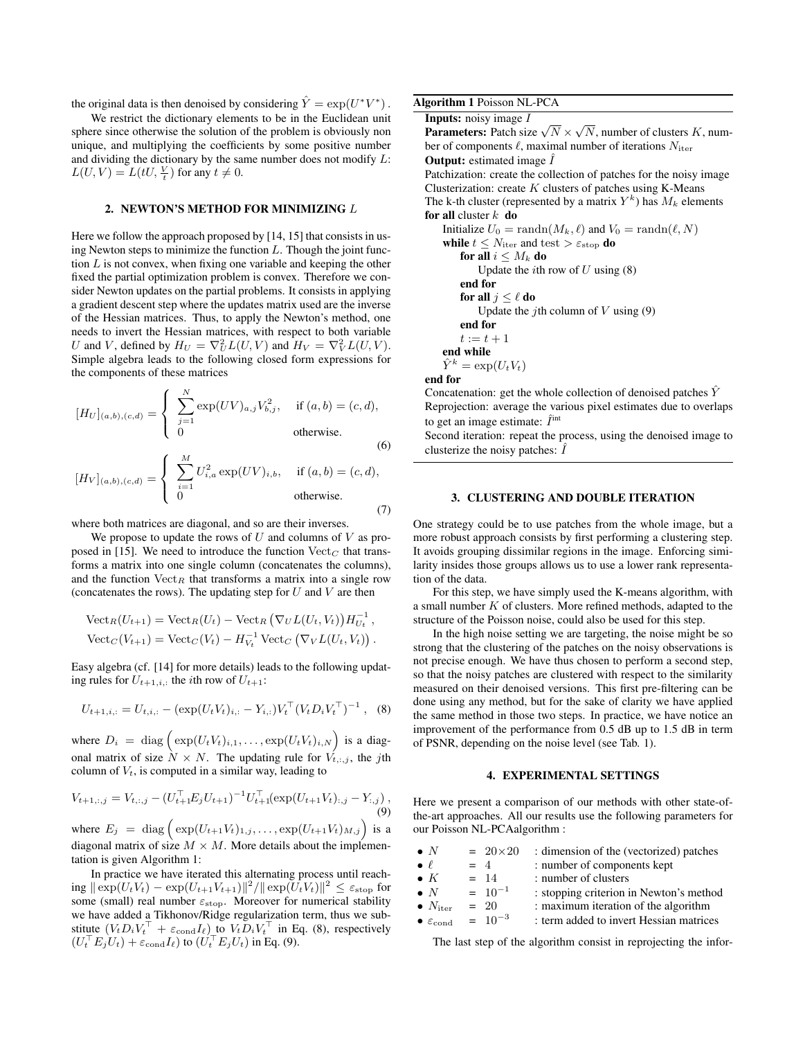the original data is then denoised by considering $\hat{Y} = \exp(U^* V^*)$.

We restrict the dictionary elements to be in the Euclidean unit sphere since otherwise the solution of the problem is obviously non unique, and multiplying the coefficients by some positive number and dividing the dictionary by the same number does not modify $L$: $L(U, V) = L(tU, \frac{V}{t})$ for any $t \neq 0$.

## 2. NEWTON'S METHOD FOR MINIMIZING $L$

Here we follow the approach proposed by [14, 15] that consists in using Newton steps to minimize the function $L$. Though the joint function $L$ is not convex, when fixing one variable and keeping the other fixed the partial optimization problem is convex. Therefore we consider Newton updates on the partial problems. It consists in applying a gradient descent step where the updates matrix used are the inverse of the Hessian matrices. Thus, to apply the Newton's method, one needs to invert the Hessian matrices, with respect to both variable $U$ and $V$, defined by $H_U = \nabla^2_U L(U, V)$ and $H_V = \nabla^2_V L(U, V)$. Simple algebra leads to the following closed form expressions for the components of these matrices

$$[H_U]_{(a,b),(c,d)} = \begin{cases} \sum_{j=1}^{N} \exp(UV)_{a,j} V_{b,j}^2, & \text{if } (a,b) = (c,d), \\ 0 & \text{otherwise.} \end{cases} \tag{6}$$

$$[H_V]_{(a,b),(c,d)} = \begin{cases} \sum_{i=1}^{M} U_{i,a}^2 \exp(UV)_{i,b}, & \text{if } (a,b) = (c,d), \\ 0 & \text{otherwise.} \end{cases} \tag{7}$$

where both matrices are diagonal, and so are their inverses.

We propose to update the rows of $U$ and columns of $V$ as proposed in [15]. We need to introduce the function $\mathrm{Vect}_C$ that transforms a matrix into one single column (concatenates the columns), and the function $\mathrm{Vect}_R$ that transforms a matrix into a single row (concatenates the rows). The updating step for $U$ and $V$ are then

$$\mathrm{Vect}_R(U_{t+1}) = \mathrm{Vect}_R(U_t) - \mathrm{Vect}_R\left(\nabla_U L(U_t, V_t)\right) H_{U_t}^{-1},$$
$$\mathrm{Vect}_C(V_{t+1}) = \mathrm{Vect}_C(V_t) - H_{V_t}^{-1} \mathrm{Vect}_C\left(\nabla_V L(U_t, V_t)\right).$$

Easy algebra (cf. [14] for more details) leads to the following updating rules for $U_{t+1,i,:}$ the $i$th row of $U_{t+1}$:

$$U_{t+1,i,:} = U_{t,i,:} - (\exp(U_t V_t)_{i,:} - Y_{i,:}) V_t^\top (V_t D_i V_t^\top)^{-1}, \tag{8}$$

where $D_i = \mathrm{diag}\left(\exp(U_t V_t)_{i,1}, \ldots, \exp(U_t V_t)_{i,N}\right)$ is a diagonal matrix of size $N \times N$. The updating rule for $V_{t,:,j}$, the $j$th column of $V_t$, is computed in a similar way, leading to

$$V_{t+1,:,j} = V_{t,:,j} - (U_{t+1}^\top E_j U_{t+1})^{-1} U_{t+1}^\top (\exp(U_{t+1} V_t)_{:,j} - Y_{:,j}), \tag{9}$$

where $E_j = \mathrm{diag}\left(\exp(U_{t+1} V_t)_{1,j}, \ldots, \exp(U_{t+1} V_t)_{M,j}\right)$ is a diagonal matrix of size $M \times M$. More details about the implementation is given Algorithm 1:

In practice we have iterated this alternating process until reaching $\|\exp(U_t V_t) - \exp(U_{t+1} V_{t+1})\|^2 / \|\exp(U_t V_t)\|^2 \leq \varepsilon_{\mathrm{stop}}$ for some (small) real number $\varepsilon_{\mathrm{stop}}$. Moreover for numerical stability we have added a Tikhonov/Ridge regularization term, thus we substitute $(V_t D_i V_t^\top + \varepsilon_{\mathrm{cond}} I_\ell)$ to $V_t D_i V_t^\top$ in Eq. (8), respectively $(U_t^\top E_j U_t) + \varepsilon_{\mathrm{cond}} I_\ell)$ to $(U_t^\top E_j U_t)$ in Eq. (9).

**Algorithm 1** Poisson NL-PCA

```
Inputs: noisy image I
Parameters: Patch size √N × √N, number of clusters K, number of components ℓ, maximal number of iterations N_iter
Output: estimated image Î
Patchization: create the collection of patches for the noisy image
Clusterization: create K clusters of patches using K-Means
The k-th cluster (represented by a matrix Y^k) has M_k elements
for all cluster k do
    Initialize U_0 = randn(M_k, ℓ) and V_0 = randn(ℓ, N)
    while t ≤ N_iter and test > ε_stop do
        for all i ≤ M_k do
            Update the ith row of U using (8)
        end for
        for all j ≤ ℓ do
            Update the jth column of V using (9)
        end for
        t := t + 1
    end while
    Ŷ^k = exp(U_t V_t)
end for
Concatenation: get the whole collection of denoised patches Ŷ
Reprojection: average the various pixel estimates due to overlaps to get an image estimate: Î^int
Second iteration: repeat the process, using the denoised image to clusterize the noisy patches: Î
```

## 3. CLUSTERING AND DOUBLE ITERATION

One strategy could be to use patches from the whole image, but a more robust approach consists by first performing a clustering step. It avoids grouping dissimilar regions in the image. Enforcing similarity insides those groups allows us to use a lower rank representation of the data.

For this step, we have simply used the K-means algorithm, with a small number $K$ of clusters. More refined methods, adapted to the structure of the Poisson noise, could also be used for this step.

In the high noise setting we are targeting, the noise might be so strong that the clustering of the patches on the noisy observations is not precise enough. We have thus chosen to perform a second step, so that the noisy patches are clustered with respect to the similarity measured on their denoised versions. This first pre-filtering can be done using any method, but for the sake of clarity we have applied the same method in those two steps. In practice, we have notice an improvement of the performance from 0.5 dB up to 1.5 dB in term of PSNR, depending on the noise level (see Tab. 1).

## 4. EXPERIMENTAL SETTINGS

Here we present a comparison of our methods with other state-of-the-art approaches. All our results use the following parameters for our Poisson NL-PCAalgorithm :

- $N = 20 \times 20$ : dimension of the (vectorized) patches
- $\ell = 4$ : number of components kept
- $K = 14$ : number of clusters
- $N = 10^{-1}$ : stopping criterion in Newton's method
- $N_{\mathrm{iter}} = 20$ : maximum iteration of the algorithm
- $\varepsilon_{\mathrm{cond}} = 10^{-3}$ : term added to invert Hessian matrices

The last step of the algorithm consist in reprojecting the infor-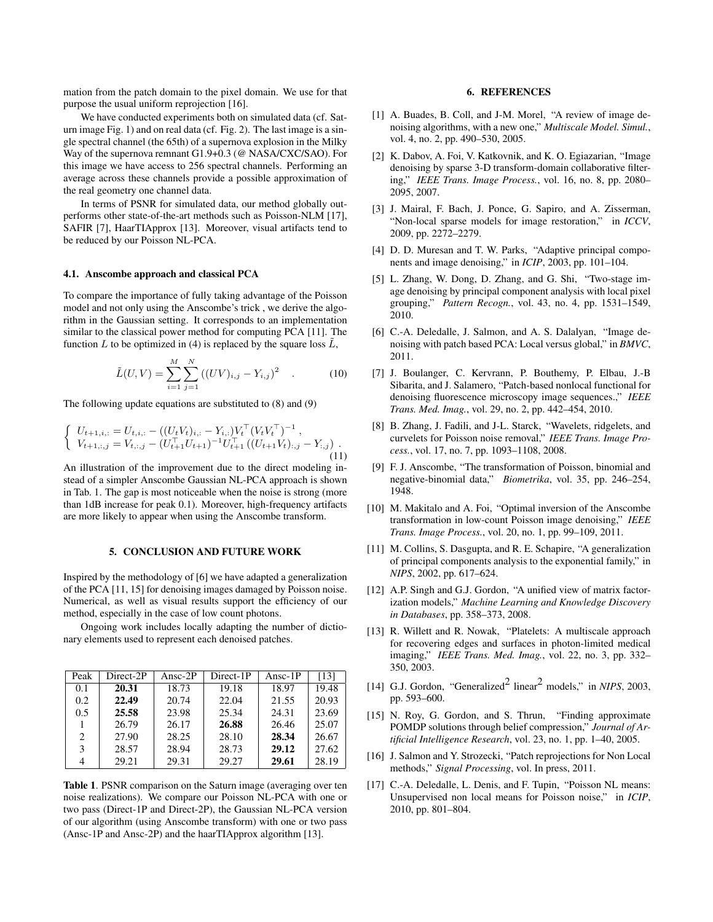mation from the patch domain to the pixel domain. We use for that purpose the usual uniform reprojection [16].

We have conducted experiments both on simulated data (cf. Saturn image Fig. 1) and on real data (cf. Fig. 2). The last image is a single spectral channel (the 65th) of a supernova explosion in the Milky Way of the supernova remnant G1.9+0.3 (@ NASA/CXC/SAO). For this image we have access to 256 spectral channels. Performing an average across these channels provide a possible approximation of the real geometry one channel data.

In terms of PSNR for simulated data, our method globally outperforms other state-of-the-art methods such as Poisson-NLM [17], SAFIR [7], HaarTIApprox [13]. Moreover, visual artifacts tend to be reduced by our Poisson NL-PCA.

### 4.1. Anscombe approach and classical PCA

To compare the importance of fully taking advantage of the Poisson model and not only using the Anscombe's trick , we derive the algorithm in the Gaussian setting. It corresponds to an implementation similar to the classical power method for computing PCA [11]. The function $L$ to be optimized in (4) is replaced by the square loss $\tilde{L}$,

$$\tilde{L}(U,V) = \sum_{i=1}^{M}\sum_{j=1}^{N}\left((UV)_{i,j} - Y_{i,j}\right)^2 \quad . \tag{10}$$

The following update equations are substituted to (8) and (9)

$$\left\{ \begin{array}{l} U_{t+1,i,:} = U_{t,i,:} - ((U_t V_t)_{i,:} - Y_{i,:}) V_t^\top (V_t V_t^\top)^{-1} \ , \\ V_{t+1,:,j} = V_{t,:,j} - (U_{t+1}^\top U_{t+1})^{-1} U_{t+1}^\top \left((U_{t+1} V_t)_{:,j} - Y_{:,j}\right) \ . \end{array} \right. \tag{11}$$

An illustration of the improvement due to the direct modeling instead of a simpler Anscombe Gaussian NL-PCA approach is shown in Tab. 1. The gap is most noticeable when the noise is strong (more than 1dB increase for peak 0.1). Moreover, high-frequency artifacts are more likely to appear when using the Anscombe transform.

## 5. CONCLUSION AND FUTURE WORK

Inspired by the methodology of [6] we have adapted a generalization of the PCA [11, 15] for denoising images damaged by Poisson noise. Numerical, as well as visual results support the efficiency of our method, especially in the case of low count photons.

Ongoing work includes locally adapting the number of dictionary elements used to represent each denoised patches.

| Peak | Direct-2P | Ansc-2P | Direct-1P | Ansc-1P | [13] |
|---|---|---|---|---|---|
| 0.1 | **20.31** | 18.73 | 19.18 | 18.97 | 19.48 |
| 0.2 | **22.49** | 20.74 | 22.04 | 21.55 | 20.93 |
| 0.5 | **25.58** | 23.98 | 25.34 | 24.31 | 23.69 |
| 1 | 26.79 | 26.17 | **26.88** | 26.46 | 25.07 |
| 2 | 27.90 | 28.25 | 28.10 | **28.34** | 26.67 |
| 3 | 28.57 | 28.94 | 28.73 | **29.12** | 27.62 |
| 4 | 29.21 | 29.31 | 29.27 | **29.61** | 28.19 |

**Table 1**. PSNR comparison on the Saturn image (averaging over ten noise realizations). We compare our Poisson NL-PCA with one or two pass (Direct-1P and Direct-2P), the Gaussian NL-PCA version of our algorithm (using Anscombe transform) with one or two pass (Ansc-1P and Ansc-2P) and the haarTIApprox algorithm [13].

## 6. REFERENCES

[1] A. Buades, B. Coll, and J-M. Morel, "A review of image denoising algorithms, with a new one," *Multiscale Model. Simul.*, vol. 4, no. 2, pp. 490–530, 2005.

[2] K. Dabov, A. Foi, V. Katkovnik, and K. O. Egiazarian, "Image denoising by sparse 3-D transform-domain collaborative filtering," *IEEE Trans. Image Process.*, vol. 16, no. 8, pp. 2080–2095, 2007.

[3] J. Mairal, F. Bach, J. Ponce, G. Sapiro, and A. Zisserman, "Non-local sparse models for image restoration," in *ICCV*, 2009, pp. 2272–2279.

[4] D. D. Muresan and T. W. Parks, "Adaptive principal components and image denoising," in *ICIP*, 2003, pp. 101–104.

[5] L. Zhang, W. Dong, D. Zhang, and G. Shi, "Two-stage image denoising by principal component analysis with local pixel grouping," *Pattern Recogn.*, vol. 43, no. 4, pp. 1531–1549, 2010.

[6] C.-A. Deledalle, J. Salmon, and A. S. Dalalyan, "Image denoising with patch based PCA: Local versus global," in *BMVC*, 2011.

[7] J. Boulanger, C. Kervrann, P. Bouthemy, P. Elbau, J.-B Sibarita, and J. Salamero, "Patch-based nonlocal functional for denoising fluorescence microscopy image sequences.," *IEEE Trans. Med. Imag.*, vol. 29, no. 2, pp. 442–454, 2010.

[8] B. Zhang, J. Fadili, and J-L. Starck, "Wavelets, ridgelets, and curvelets for Poisson noise removal," *IEEE Trans. Image Process.*, vol. 17, no. 7, pp. 1093–1108, 2008.

[9] F. J. Anscombe, "The transformation of Poisson, binomial and negative-binomial data," *Biometrika*, vol. 35, pp. 246–254, 1948.

[10] M. Makitalo and A. Foi, "Optimal inversion of the Anscombe transformation in low-count Poisson image denoising," *IEEE Trans. Image Process.*, vol. 20, no. 1, pp. 99–109, 2011.

[11] M. Collins, S. Dasgupta, and R. E. Schapire, "A generalization of principal components analysis to the exponential family," in *NIPS*, 2002, pp. 617–624.

[12] A.P. Singh and G.J. Gordon, "A unified view of matrix factorization models," *Machine Learning and Knowledge Discovery in Databases*, pp. 358–373, 2008.

[13] R. Willett and R. Nowak, "Platelets: A multiscale approach for recovering edges and surfaces in photon-limited medical imaging," *IEEE Trans. Med. Imag.*, vol. 22, no. 3, pp. 332–350, 2003.

[14] G.J. Gordon, "Generalized$^2$ linear$^2$ models," in *NIPS*, 2003, pp. 593–600.

[15] N. Roy, G. Gordon, and S. Thrun, "Finding approximate POMDP solutions through belief compression," *Journal of Artificial Intelligence Research*, vol. 23, no. 1, pp. 1–40, 2005.

[16] J. Salmon and Y. Strozecki, "Patch reprojections for Non Local methods," *Signal Processing*, vol. In press, 2011.

[17] C.-A. Deledalle, L. Denis, and F. Tupin, "Poisson NL means: Unsupervised non local means for Poisson noise," in *ICIP*, 2010, pp. 801–804.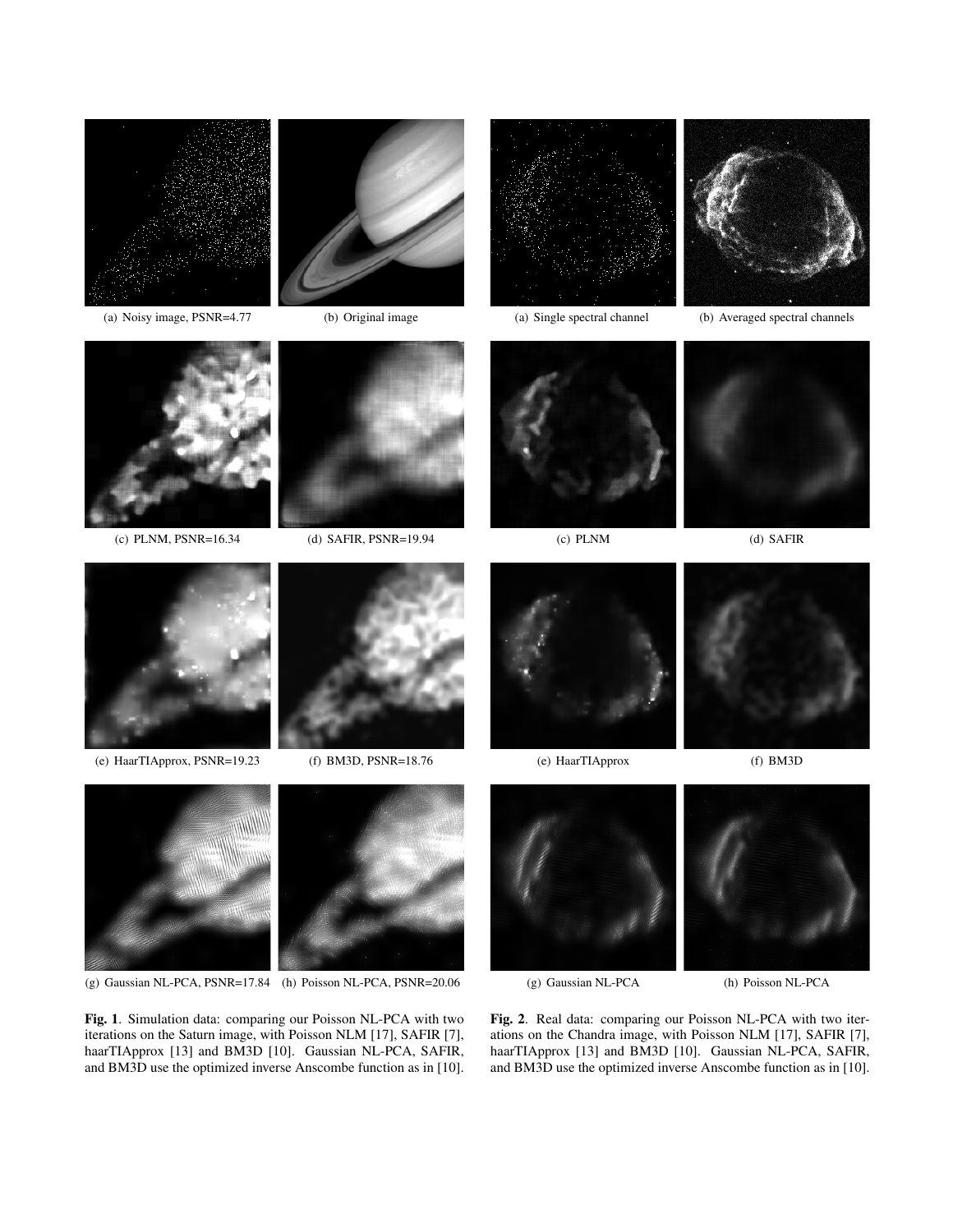(a) Noisy image, PSNR=4.77

(b) Original image

(c) PLNM, PSNR=16.34

(d) SAFIR, PSNR=19.94

(e) HaarTIApprox, PSNR=19.23

(f) BM3D, PSNR=18.76

(g) Gaussian NL-PCA, PSNR=17.84

(h) Poisson NL-PCA, PSNR=20.06

**Fig. 1**. Simulation data: comparing our Poisson NL-PCA with two iterations on the Saturn image, with Poisson NLM [17], SAFIR [7], haarTIApprox [13] and BM3D [10]. Gaussian NL-PCA, SAFIR, and BM3D use the optimized inverse Anscombe function as in [10].

(a) Single spectral channel

(b) Averaged spectral channels

(c) PLNM

(d) SAFIR

(e) HaarTIApprox

(f) BM3D

(g) Gaussian NL-PCA

(h) Poisson NL-PCA

**Fig. 2**. Real data: comparing our Poisson NL-PCA with two iterations on the Chandra image, with Poisson NLM [17], SAFIR [7], haarTIApprox [13] and BM3D [10]. Gaussian NL-PCA, SAFIR, and BM3D use the optimized inverse Anscombe function as in [10].